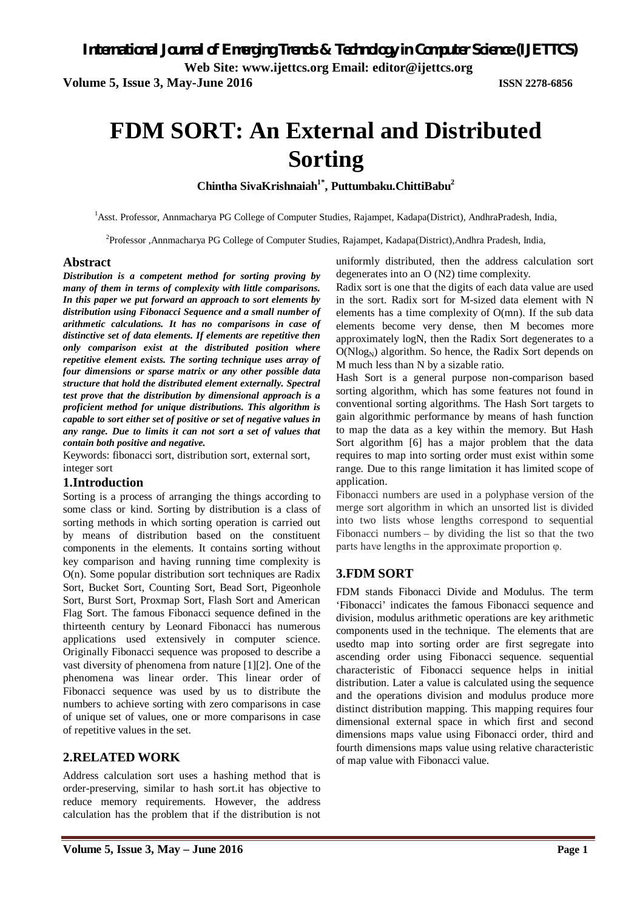# FDM SORT: An External and Distributed Sorting

**Chintha SivaKrishnaiah[1*], Puttumbaku.ChittiBabu[2]**

[1]Asst. Professor, Annmacharya PG College of Computer Studies, Rajampet, Kadapa(District), AndhraPradesh, India,

[2]Professor ,Annmacharya PG College of Computer Studies, Rajampet, Kadapa(District),Andhra Pradesh, India,

## Abstract

***Distribution is a competent method for sorting proving by many of them in terms of complexity with little comparisons. In this paper we put forward an approach to sort elements by distribution using Fibonacci Sequence and a small number of arithmetic calculations. It has no comparisons in case of distinctive set of data elements. If elements are repetitive then only comparison exist at the distributed position where repetitive element exists. The sorting technique uses array of four dimensions or sparse matrix or any other possible data structure that hold the distributed element externally. Spectral test prove that the distribution by dimensional approach is a proficient method for unique distributions. This algorithm is capable to sort either set of positive or set of negative values in any range. Due to limits it can not sort a set of values that contain both positive and negative.***

Keywords: fibonacci sort, distribution sort, external sort, integer sort

## 1.Introduction

Sorting is a process of arranging the things according to some class or kind. Sorting by distribution is a class of sorting methods in which sorting operation is carried out by means of distribution based on the constituent components in the elements. It contains sorting without key comparison and having running time complexity is O(n). Some popular distribution sort techniques are Radix Sort, Bucket Sort, Counting Sort, Bead Sort, Pigeonhole Sort, Burst Sort, Proxmap Sort, Flash Sort and American Flag Sort. The famous Fibonacci sequence defined in the thirteenth century by Leonard Fibonacci has numerous applications used extensively in computer science. Originally Fibonacci sequence was proposed to describe a vast diversity of phenomena from nature [1][2]. One of the phenomena was linear order. This linear order of Fibonacci sequence was used by us to distribute the numbers to achieve sorting with zero comparisons in case of unique set of values, one or more comparisons in case of repetitive values in the set.

## 2.RELATED WORK

Address calculation sort uses a hashing method that is order-preserving, similar to hash sort.it has objective to reduce memory requirements. However, the address calculation has the problem that if the distribution is not uniformly distributed, then the address calculation sort degenerates into an O (N2) time complexity.

Radix sort is one that the digits of each data value are used in the sort. Radix sort for M-sized data element with N elements has a time complexity of O(mn). If the sub data elements become very dense, then M becomes more approximately logN, then the Radix Sort degenerates to a $O(N\log_N)$ algorithm. So hence, the Radix Sort depends on M much less than N by a sizable ratio.

Hash Sort is a general purpose non-comparison based sorting algorithm, which has some features not found in conventional sorting algorithms. The Hash Sort targets to gain algorithmic performance by means of hash function to map the data as a key within the memory. But Hash Sort algorithm [6] has a major problem that the data requires to map into sorting order must exist within some range. Due to this range limitation it has limited scope of application.

Fibonacci numbers are used in a polyphase version of the merge sort algorithm in which an unsorted list is divided into two lists whose lengths correspond to sequential Fibonacci numbers – by dividing the list so that the two parts have lengths in the approximate proportion φ.

## 3.FDM SORT

FDM stands Fibonacci Divide and Modulus. The term 'Fibonacci' indicates the famous Fibonacci sequence and division, modulus arithmetic operations are key arithmetic components used in the technique. The elements that are usedto map into sorting order are first segregate into ascending order using Fibonacci sequence. sequential characteristic of Fibonacci sequence helps in initial distribution. Later a value is calculated using the sequence and the operations division and modulus produce more distinct distribution mapping. This mapping requires four dimensional external space in which first and second dimensions maps value using Fibonacci order, third and fourth dimensions maps value using relative characteristic of map value with Fibonacci value.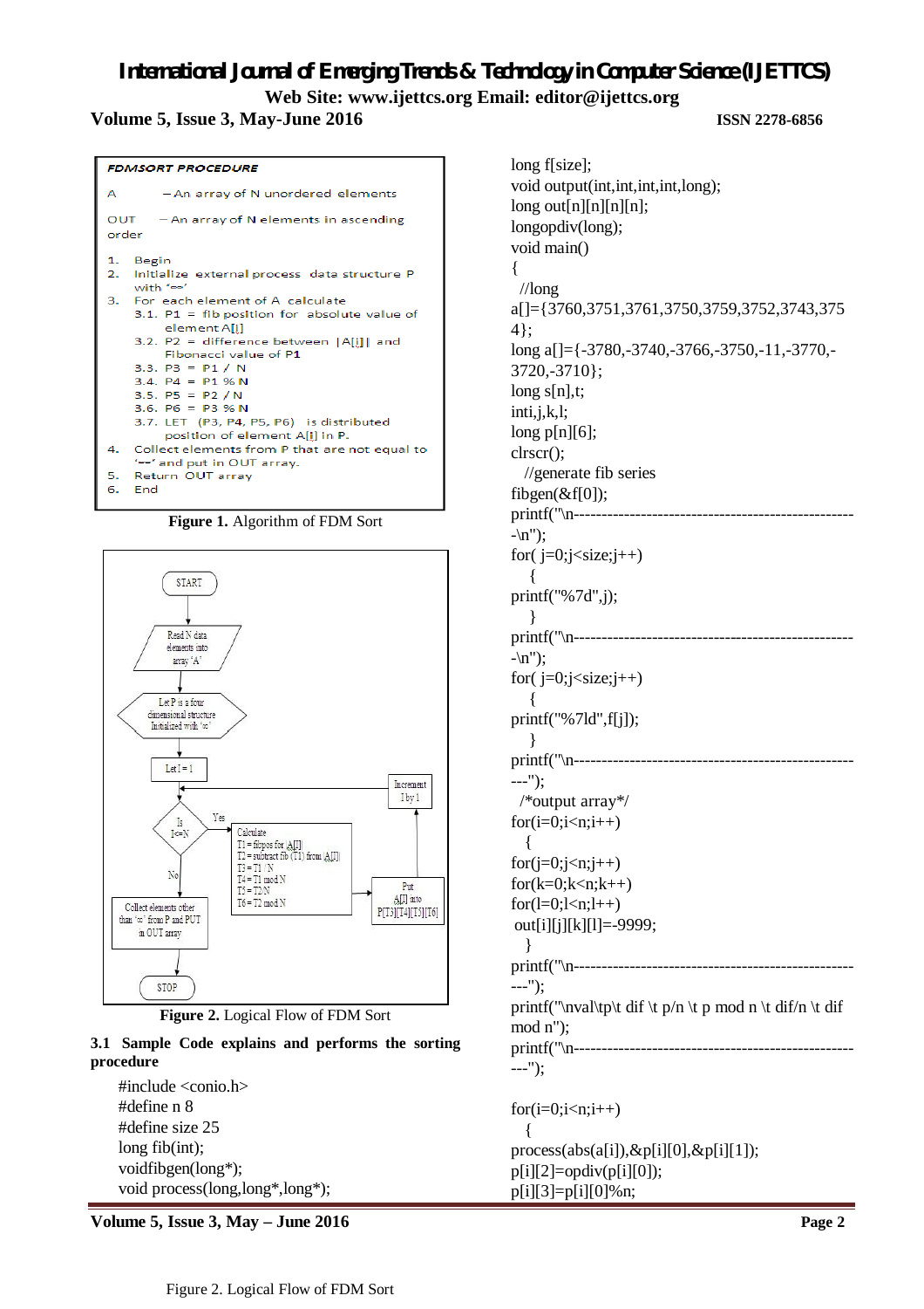**FDMSORT PROCEDURE**

A — An array of N unordered elements

OUT — An array of N elements in ascending order

1. Begin
2. Initialize external process data structure P with '∞'
3. For each element of A calculate
   - 3.1. P1 = fib position for absolute value of element A[i]
   - 3.2. P2 = difference between |A[i]| and Fibonacci value of P1
   - 3.3. P3 = P1 / N
   - 3.4. P4 = P1 % N
   - 3.5. P5 = P2 / N
   - 3.6. P6 = P3 % N
   - 3.7. LET (P3, P4, P5, P6) is distributed position of element A[i] in P.
4. Collect elements from P that are not equal to '∞' and put in OUT array.
5. Return OUT array
6. End

**Figure 1.** Algorithm of FDM Sort

START → Read N data elements into array 'A' → Let P is a four dimensional structure Initialized with '∞' → Let I = 1 → Is I<=N

Yes → Calculate T1 = fibpos for |A[I]|, T2 = subtract fib (T1) from |A[I]|, T3 = T1 / N, T4 = T1 mod N, T5 = T2 / N, T6 = T2 mod N → Put A[I] into P[T3][T4][T5][T6] → Increment I by 1 → back to Is I<=N

No → Collect elements other than '∞' from P and PUT in OUT array → STOP

**Figure 2.** Logical Flow of FDM Sort

### 3.1 Sample Code explains and performs the sorting procedure

```
#include <conio.h>
#define n 8
#define size 25
long fib(int);
voidfibgen(long*);
void process(long,long*,long*);
long f[size];
void output(int,int,int,int,long);
long out[n][n][n][n];
longopdiv(long);
void main()
{
  //long
a[]={3760,3751,3761,3750,3759,3752,3743,3754};
long a[]={-3780,-3740,-3766,-3750,-11,-3770,-3720,-3710};
long s[n],t;
inti,j,k,l;
long p[n][6];
clrscr();
  //generate fib series
fibgen(&f[0]);
printf("\n--------------------------------------------------\n");
for( j=0;j<size;j++)
   {
printf("%7d",j);
   }
printf("\n--------------------------------------------------\n");
for( j=0;j<size;j++)
   {
printf("%7ld",f[j]);
   }
printf("\n----------------------------------------------------");
  /*output array*/
for(i=0;i<n;i++)
   {
for(j=0;j<n;j++)
for(k=0;k<n;k++)
for(l=0;l<n;l++)
 out[i][j][k][l]=-9999;
   }
printf("\n----------------------------------------------------");
printf("\nval\tp\t dif \t p/n \t p mod n \t dif/n \t dif mod n");
printf("\n----------------------------------------------------");

for(i=0;i<n;i++)
   {
process(abs(a[i]),&p[i][0],&p[i][1]);
p[i][2]=opdiv(p[i][0]);
p[i][3]=p[i][0]%n;
```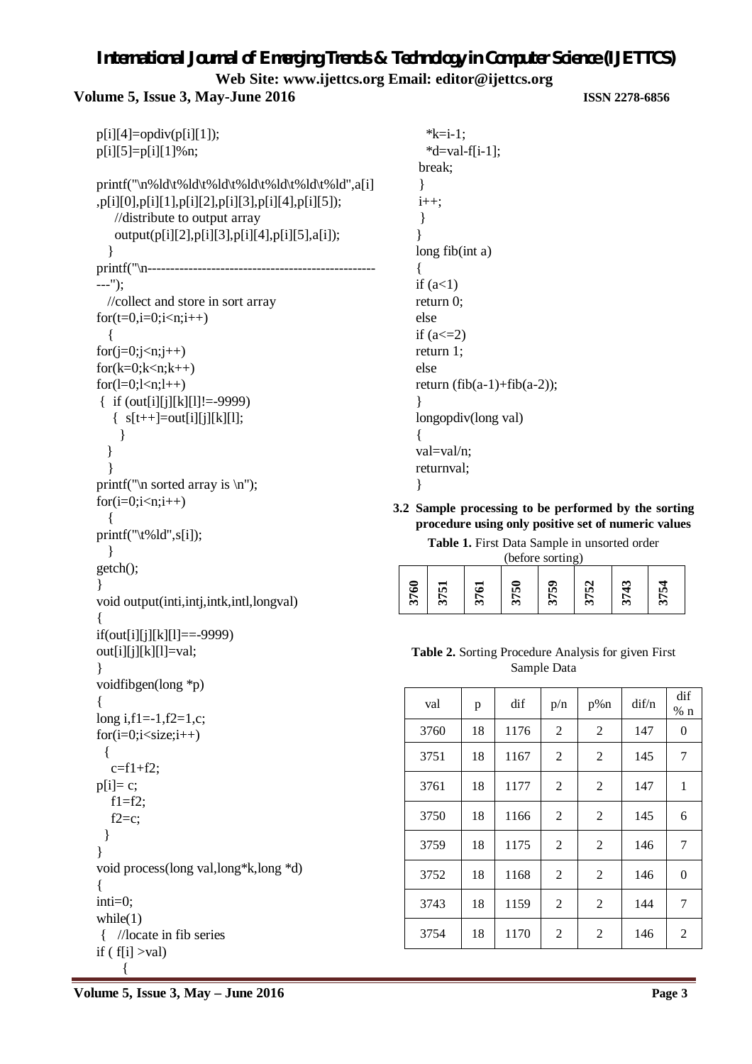```
p[i][4]=opdiv(p[i][1]);
p[i][5]=p[i][1]%n;

printf("\n%ld\t%ld\t%ld\t%ld\t%ld\t%ld\t%ld",a[i]
,p[i][0],p[i][1],p[i][2],p[i][3],p[i][4],p[i][5]);
    //distribute to output array
    output(p[i][2],p[i][3],p[i][4],p[i][5],a[i]);
  }
printf("\n-------------------------------------------------
---");
  //collect and store in sort array
for(t=0,i=0;i<n;i++)
  {
for(j=0;j<n;j++)
for(k=0;k<n;k++)
for(l=0;l<n;l++)
 {  if (out[i][j][k][l]!=-9999)
    {  s[t++]=out[i][j][k][l];
     }
  }
  }
printf("\n sorted array is \n");
for(i=0;i<n;i++)
  {
printf("\t%ld",s[i]);
  }
getch();
}
void output(inti,intj,intk,intl,longval)
{
if(out[i][j][k][l]==-9999)
out[i][j][k][l]=val;
}
voidfibgen(long *p)
{
long i,f1=-1,f2=1,c;
for(i=0;i<size;i++)
  {
   c=f1+f2;
p[i]= c;
   f1=f2;
   f2=c;
  }
}
void process(long val,long*k,long *d)
{
inti=0;
while(1)
 {  //locate in fib series
if ( f[i] >val)
      {
   *k=i-1;
   *d=val-f[i-1];
 break;
 }
 i++;
 }
}
long fib(int a)
{
if (a<1)
return 0;
else
if (a<=2)
return 1;
else
return (fib(a-1)+fib(a-2));
}
longopdiv(long val)
{
val=val/n;
returnval;
}
```

### 3.2 Sample processing to be performed by the sorting procedure using only positive set of numeric values

**Table 1.** First Data Sample in unsorted order (before sorting)

| 3760 | 3751 | 3761 | 3750 | 3759 | 3752 | 3743 | 3754 |
|---|---|---|---|---|---|---|---|

**Table 2.** Sorting Procedure Analysis for given First Sample Data

| val | p | dif | p/n | p%n | dif/n | dif % n |
|---|---|---|---|---|---|---|
| 3760 | 18 | 1176 | 2 | 2 | 147 | 0 |
| 3751 | 18 | 1167 | 2 | 2 | 145 | 7 |
| 3761 | 18 | 1177 | 2 | 2 | 147 | 1 |
| 3750 | 18 | 1166 | 2 | 2 | 145 | 6 |
| 3759 | 18 | 1175 | 2 | 2 | 146 | 7 |
| 3752 | 18 | 1168 | 2 | 2 | 146 | 0 |
| 3743 | 18 | 1159 | 2 | 2 | 144 | 7 |
| 3754 | 18 | 1170 | 2 | 2 | 146 | 2 |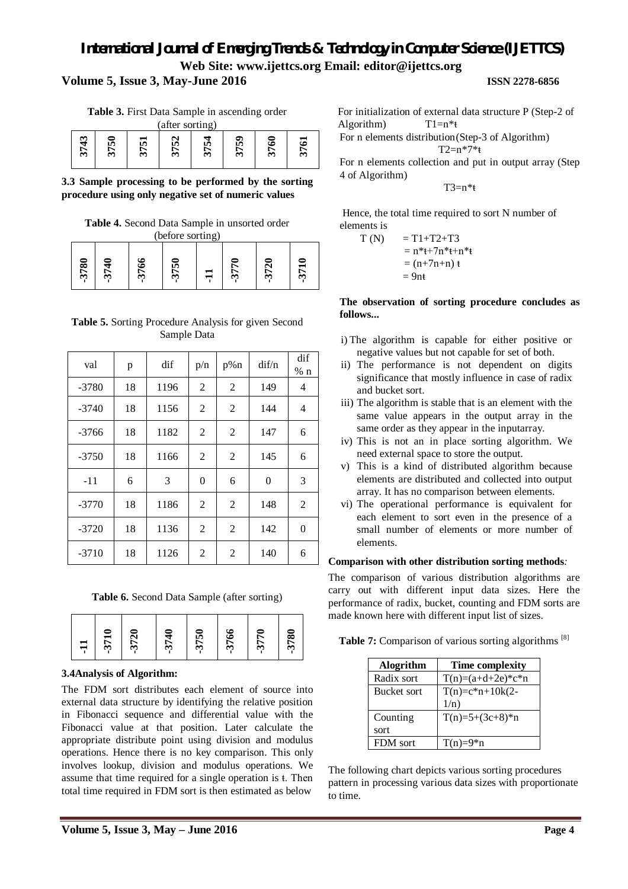**Table 3.** First Data Sample in ascending order (after sorting)

| 3743 | 3750 | 3751 | 3752 | 3754 | 3759 | 3760 | 3761 |
|---|---|---|---|---|---|---|---|

**3.3 Sample processing to be performed by the sorting procedure using only negative set of numeric values**

**Table 4.** Second Data Sample in unsorted order (before sorting)

| -3780 | -3740 | -3766 | -3750 | -11 | -3770 | -3720 | -3710 |
|---|---|---|---|---|---|---|---|

**Table 5.** Sorting Procedure Analysis for given Second Sample Data

| val | p | dif | p/n | p%n | dif/n | dif % n |
|---|---|---|---|---|---|---|
| -3780 | 18 | 1196 | 2 | 2 | 149 | 4 |
| -3740 | 18 | 1156 | 2 | 2 | 144 | 4 |
| -3766 | 18 | 1182 | 2 | 2 | 147 | 6 |
| -3750 | 18 | 1166 | 2 | 2 | 145 | 6 |
| -11 | 6 | 3 | 0 | 6 | 0 | 3 |
| -3770 | 18 | 1186 | 2 | 2 | 148 | 2 |
| -3720 | 18 | 1136 | 2 | 2 | 142 | 0 |
| -3710 | 18 | 1126 | 2 | 2 | 140 | 6 |

**Table 6.** Second Data Sample (after sorting)

| -11 | -3710 | -3720 | -3740 | -3750 | -3766 | -3770 | -3780 |
|---|---|---|---|---|---|---|---|

### 3.4 Analysis of Algorithm:

The FDM sort distributes each element of source into external data structure by identifying the relative position in Fibonacci sequence and differential value with the Fibonacci value at that position. Later calculate the appropriate distribute point using division and modulus operations. Hence there is no key comparison. This only involves lookup, division and modulus operations. We assume that time required for a single operation is ŧ. Then total time required in FDM sort is then estimated as below

For initialization of external data structure P (Step-2 of Algorithm) $T1=n*ŧ$

For n elements distribution (Step-3 of Algorithm)

$T2=n*7*ŧ$

For n elements collection and put in output array (Step 4 of Algorithm)

$T3=n*ŧ$

Hence, the total time required to sort N number of elements is

$$T(N) = T1+T2+T3$$
$$= n*ŧ+7n*ŧ+n*ŧ$$
$$= (n+7n+n)\,ŧ$$
$$= 9nŧ$$

**The observation of sorting procedure concludes as follows...**

i) The algorithm is capable for either positive or negative values but not capable for set of both.
ii) The performance is not dependent on digits significance that mostly influence in case of radix and bucket sort.
iii) The algorithm is stable that is an element with the same value appears in the output array in the same order as they appear in the inputarray.
iv) This is not an in place sorting algorithm. We need external space to store the output.
v) This is a kind of distributed algorithm because elements are distributed and collected into output array. It has no comparison between elements.
vi) The operational performance is equivalent for each element to sort even in the presence of a small number of elements or more number of elements.

**Comparison with other distribution sorting methods***:*

The comparison of various distribution algorithms are carry out with different input data sizes. Here the performance of radix, bucket, counting and FDM sorts are made known here with different input list of sizes.

**Table 7:** Comparison of various sorting algorithms [8]

| Alogrithm | Time complexity |
|---|---|
| Radix sort | T(n)=(a+d+2e)*c*n |
| Bucket sort | T(n)=c*n+10k(2-1/n) |
| Counting sort | T(n)=5+(3c+8)*n |
| FDM sort | T(n)=9*n |

The following chart depicts various sorting procedures pattern in processing various data sizes with proportionate to time.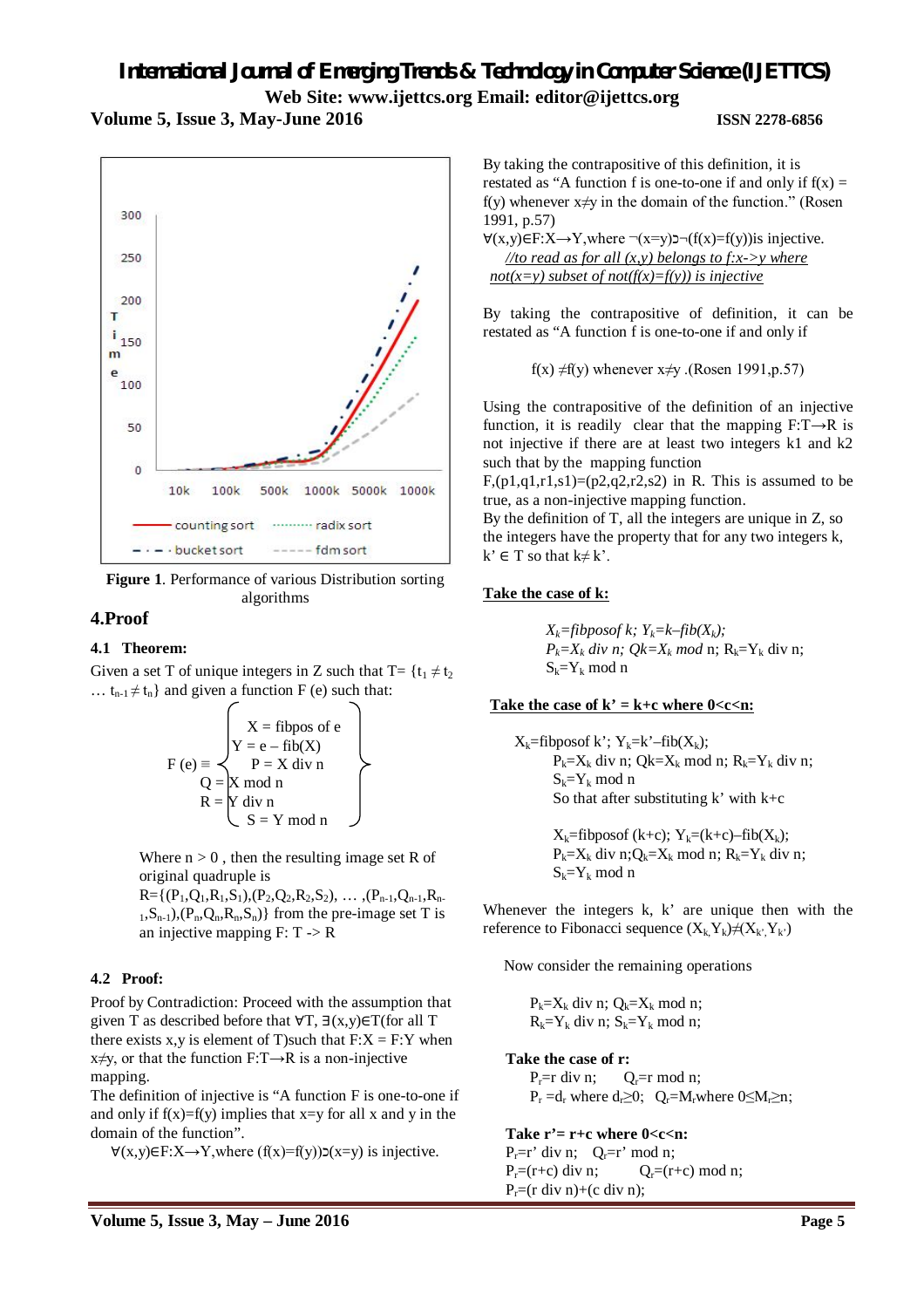Figure 1. Performance of various Distribution sorting algorithms

## 4.Proof

### 4.1 Theorem:

Given a set T of unique integers in Z such that T= $\{t_1 \neq t_2 \ldots t_{n-1} \neq t_n\}$ and given a function F (e) such that:

$$F(e) \equiv \left\{ \begin{array}{l} X = \text{fibpos of } e \\ Y = e - \text{fib}(X) \\ P = X \text{ div } n \\ Q = X \text{ mod } n \\ R = Y \text{ div } n \\ S = Y \text{ mod } n \end{array} \right\}$$

Where n > 0 , then the resulting image set R of original quadruple is $R=\{(P_1,Q_1,R_1,S_1),(P_2,Q_2,R_2,S_2), \ldots ,(P_{n-1},Q_{n-1},R_{n-1},S_{n-1}),(P_n,Q_n,R_n,S_n)\}$ from the pre-image set T is an injective mapping F: T -> R

### 4.2 Proof:

Proof by Contradiction: Proceed with the assumption that given T as described before that ∀T, ∃(x,y)∈T(for all T there exists x,y is element of T)such that F:X = F:Y when x≠y, or that the function F:T→R is a non-injective mapping.

The definition of injective is "A function F is one-to-one if and only if f(x)=f(y) implies that x=y for all x and y in the domain of the function".

$\forall(x,y)\in F:X\rightarrow Y$,where $(f(x)=f(y))\supset(x=y)$ is injective.

By taking the contrapositive of this definition, it is restated as "A function f is one-to-one if and only if f(x) = f(y) whenever x≠y in the domain of the function." (Rosen 1991, p.57)

$\forall(x,y)\in F:X\rightarrow Y$,where $\neg(x=y)\supset\neg(f(x)=f(y))$is injective.

*//to read as for all (x,y) belongs to f:x->y where not(x=y) subset of not(f(x)=f(y)) is injective*

By taking the contrapositive of definition, it can be restated as "A function f is one-to-one if and only if

f(x) ≠f(y) whenever x≠y .(Rosen 1991,p.57)

Using the contrapositive of the definition of an injective function, it is readily clear that the mapping F:T→R is not injective if there are at least two integers k1 and k2 such that by the mapping function F,(p1,q1,r1,s1)=(p2,q2,r2,s2) in R. This is assumed to be true, as a non-injective mapping function.

By the definition of T, all the integers are unique in Z, so the integers have the property that for any two integers k, k' ∈ T so that k≠ k'.

**Take the case of k:**

$X_k$=*fibposof k*; $Y_k=k–fib(X_k)$;
$P_k=X_k$ *div n*; $Qk=X_k$ *mod* n; $R_k=Y_k$ div n;
$S_k=Y_k$ mod n

**Take the case of k' = k+c where 0<c<n:**

$X_k$=fibposof k'; $Y_k$=k'–fib($X_k$);
$P_k=X_k$ div n; $Qk=X_k$ mod n; $R_k=Y_k$ div n;
$S_k=Y_k$ mod n
So that after substituting k' with k+c

$X_k$=fibposof (k+c); $Y_k$=(k+c)–fib($X_k$);
$P_k=X_k$ div n;$Q_k=X_k$ mod n; $R_k=Y_k$ div n;
$S_k=Y_k$ mod n

Whenever the integers k, k' are unique then with the reference to Fibonacci sequence $(X_k,Y_k)\neq(X_{k'},Y_{k'})$

Now consider the remaining operations

$P_k=X_k$ div n; $Q_k=X_k$ mod n;
$R_k=Y_k$ div n; $S_k=Y_k$ mod n;

**Take the case of r:**

$P_r$=r div n; $Q_r$=r mod n;
$P_r=d_r$ where $d_r\geq0$; $Q_r=M_r$where $0\leq M_r\geq n$;

**Take r'= r+c where 0<c<n:**

$P_r$=r' div n; $Q_r$=r' mod n;
$P_r$=(r+c) div n; $Q_r$=(r+c) mod n;
$P_r$=(r div n)+(c div n);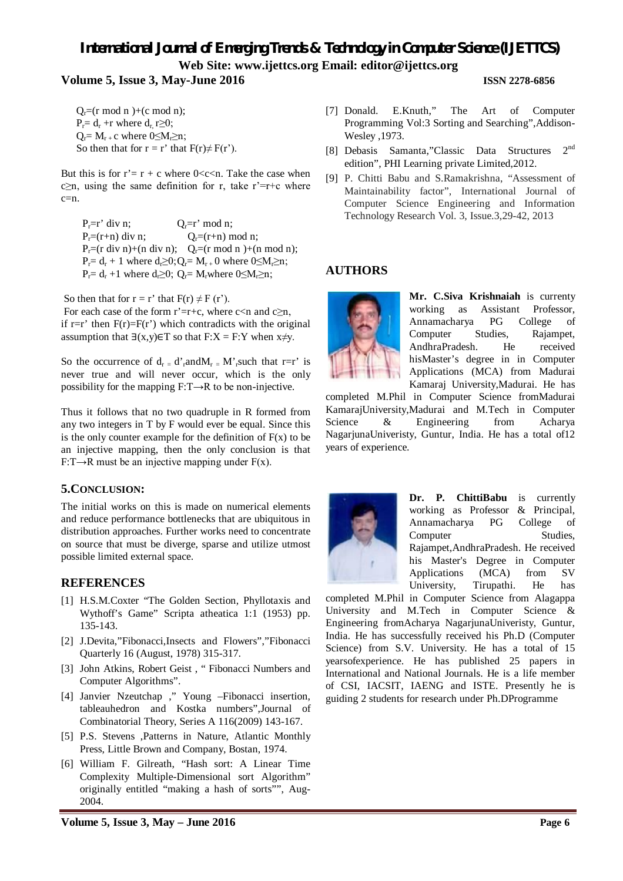$Q_r$=(r mod n )+(c mod n);
$P_r$= $d_r$ +r where $d_r$, r≥0;
$Q_r$= $M_{r+}$ c where 0≤$M_r$≥n;
So then that for r = r' that F(r)≠ F(r').

But this is for r'= r + c where 0<c<n. Take the case when c≥n, using the same definition for r, take r'=r+c where c=n.

$P_r$=r' div n; $Q_r$=r' mod n;
$P_r$=(r+n) div n; $Q_r$=(r+n) mod n;
$P_r$=(r div n)+(n div n); $Q_r$=(r mod n )+(n mod n);
$P_r$= $d_r$ + 1 where $d_r$≥0;$Q_r$= $M_{r+}$ 0 where 0≤$M_r$≥n;
$P_r$= $d_r$ +1 where $d_r$≥0; $Q_r$= $M_r$where 0≤$M_r$≥n;

So then that for r = r' that F(r) ≠ F (r').
For each case of the form r'=r+c, where c<n and c≥n, if r=r' then F(r)=F(r') which contradicts with the original assumption that ∃(x,y)∈T so that F:X = F:Y when x≠y.

So the occurrence of $d_r$ = $d'_r$ and $M_r$ = $M'_r$ such that r=r' is never true and will never occur, which is the only possibility for the mapping F:T→R to be non-injective.

Thus it follows that no two quadruple in R formed from any two integers in T by F would ever be equal. Since this is the only counter example for the definition of F(x) to be an injective mapping, then the only conclusion is that F:T→R must be an injective mapping under F(x).

## 5.CONCLUSION:

The initial works on this is made on numerical elements and reduce performance bottlenecks that are ubiquitous in distribution approaches. Further works need to concentrate on source that must be diverge, sparse and utilize utmost possible limited external space.

## REFERENCES

[1] H.S.M.Coxter "The Golden Section, Phyllotaxis and Wythoff's Game" Scripta atheatica 1:1 (1953) pp. 135-143.

[2] J.Devita,"Fibonacci,Insects and Flowers","Fibonacci Quarterly 16 (August, 1978) 315-317.

[3] John Atkins, Robert Geist , " Fibonacci Numbers and Computer Algorithms".

[4] Janvier Nzeutchap ," Young –Fibonacci insertion, tableauhedron and Kostka numbers",Journal of Combinatorial Theory, Series A 116(2009) 143-167.

[5] P.S. Stevens ,Patterns in Nature, Atlantic Monthly Press, Little Brown and Company, Bostan, 1974.

[6] William F. Gilreath, "Hash sort: A Linear Time Complexity Multiple-Dimensional sort Algorithm" originally entitled "making a hash of sorts"", Aug-2004.

[7] Donald. E.Knuth," The Art of Computer Programming Vol:3 Sorting and Searching",Addison-Wesley ,1973.

[8] Debasis Samanta,"Classic Data Structures 2nd edition", PHI Learning private Limited,2012.

[9] P. Chitti Babu and S.Ramakrishna, "Assessment of Maintainability factor", International Journal of Computer Science Engineering and Information Technology Research Vol. 3, Issue.3,29-42, 2013

## AUTHORS

**Mr. C.Siva Krishnaiah** is currenty working as Assistant Professor, Annamacharya PG College of Computer Studies, Rajampet, AndhraPradesh. He received hisMaster's degree in in Computer Applications (MCA) from Madurai Kamaraj University,Madurai. He has completed M.Phil in Computer Science fromMadurai KamarajUniversity,Madurai and M.Tech in Computer Science & Engineering from Acharya NagarjunaUniveristy, Guntur, India. He has a total of12 years of experience.

**Dr. P. ChittiBabu** is currently working as Professor & Principal, Annamacharya PG College of Computer Studies, Rajampet,AndhraPradesh. He received his Master's Degree in Computer Applications (MCA) from SV University, Tirupathi. He has completed M.Phil in Computer Science from Alagappa University and M.Tech in Computer Science & Engineering fromAcharya NagarjunaUniveristy, Guntur, India. He has successfully received his Ph.D (Computer Science) from S.V. University. He has a total of 15 yearsofexperience. He has published 25 papers in International and National Journals. He is a life member of CSI, IACSIT, IAENG and ISTE. Presently he is guiding 2 students for research under Ph.DProgramme